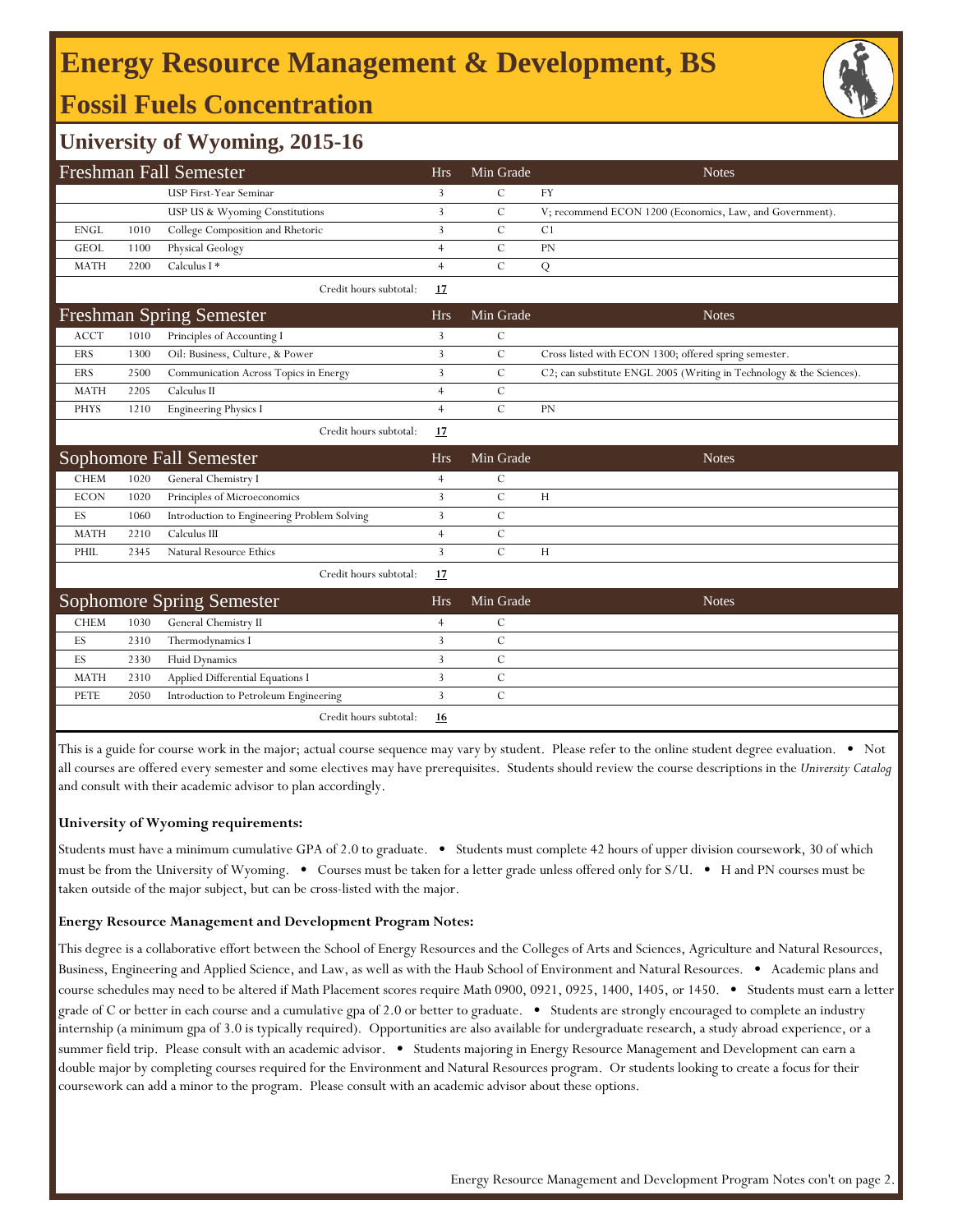# Energy Resource Management & Development, BS

## Fossil Fuels Concentration

### University of Wyoming, 2015-16

| Freshman Fall Semester | | | Hrs | Min Grade | Notes |
|---|---|---|---|---|---|
| | | USP First-Year Seminar | 3 | C | FY |
| | | USP US & Wyoming Constitutions | 3 | C | V; recommend ECON 1200 (Economics, Law, and Government). |
| ENGL | 1010 | College Composition and Rhetoric | 3 | C | C1 |
| GEOL | 1100 | Physical Geology | 4 | C | PN |
| MATH | 2200 | Calculus I * | 4 | C | Q |
| | | Credit hours subtotal: | **17** | | |

| Freshman Spring Semester | | | Hrs | Min Grade | Notes |
|---|---|---|---|---|---|
| ACCT | 1010 | Principles of Accounting I | 3 | C | |
| ERS | 1300 | Oil: Business, Culture, & Power | 3 | C | Cross listed with ECON 1300; offered spring semester. |
| ERS | 2500 | Communication Across Topics in Energy | 3 | C | C2; can substitute ENGL 2005 (Writing in Technology & the Sciences). |
| MATH | 2205 | Calculus II | 4 | C | |
| PHYS | 1210 | Engineering Physics I | 4 | C | PN |
| | | Credit hours subtotal: | **17** | | |

| Sophomore Fall Semester | | | Hrs | Min Grade | Notes |
|---|---|---|---|---|---|
| CHEM | 1020 | General Chemistry I | 4 | C | |
| ECON | 1020 | Principles of Microeconomics | 3 | C | H |
| ES | 1060 | Introduction to Engineering Problem Solving | 3 | C | |
| MATH | 2210 | Calculus III | 4 | C | |
| PHIL | 2345 | Natural Resource Ethics | 3 | C | H |
| | | Credit hours subtotal: | **17** | | |

| Sophomore Spring Semester | | | Hrs | Min Grade | Notes |
|---|---|---|---|---|---|
| CHEM | 1030 | General Chemistry II | 4 | C | |
| ES | 2310 | Thermodynamics I | 3 | C | |
| ES | 2330 | Fluid Dynamics | 3 | C | |
| MATH | 2310 | Applied Differential Equations I | 3 | C | |
| PETE | 2050 | Introduction to Petroleum Engineering | 3 | C | |
| | | Credit hours subtotal: | **16** | | |

This is a guide for course work in the major; actual course sequence may vary by student. Please refer to the online student degree evaluation. • Not all courses are offered every semester and some electives may have prerequisites. Students should review the course descriptions in the *University Catalog* and consult with their academic advisor to plan accordingly.

**University of Wyoming requirements:**

Students must have a minimum cumulative GPA of 2.0 to graduate. • Students must complete 42 hours of upper division coursework, 30 of which must be from the University of Wyoming. • Courses must be taken for a letter grade unless offered only for S/U. • H and PN courses must be taken outside of the major subject, but can be cross-listed with the major.

**Energy Resource Management and Development Program Notes:**

This degree is a collaborative effort between the School of Energy Resources and the Colleges of Arts and Sciences, Agriculture and Natural Resources, Business, Engineering and Applied Science, and Law, as well as with the Haub School of Environment and Natural Resources. • Academic plans and course schedules may need to be altered if Math Placement scores require Math 0900, 0921, 0925, 1400, 1405, or 1450. • Students must earn a letter grade of C or better in each course and a cumulative gpa of 2.0 or better to graduate. • Students are strongly encouraged to complete an industry internship (a minimum gpa of 3.0 is typically required). Opportunities are also available for undergraduate research, a study abroad experience, or a summer field trip. Please consult with an academic advisor. • Students majoring in Energy Resource Management and Development can earn a double major by completing courses required for the Environment and Natural Resources program. Or students looking to create a focus for their coursework can add a minor to the program. Please consult with an academic advisor about these options.

Energy Resource Management and Development Program Notes con't on page 2.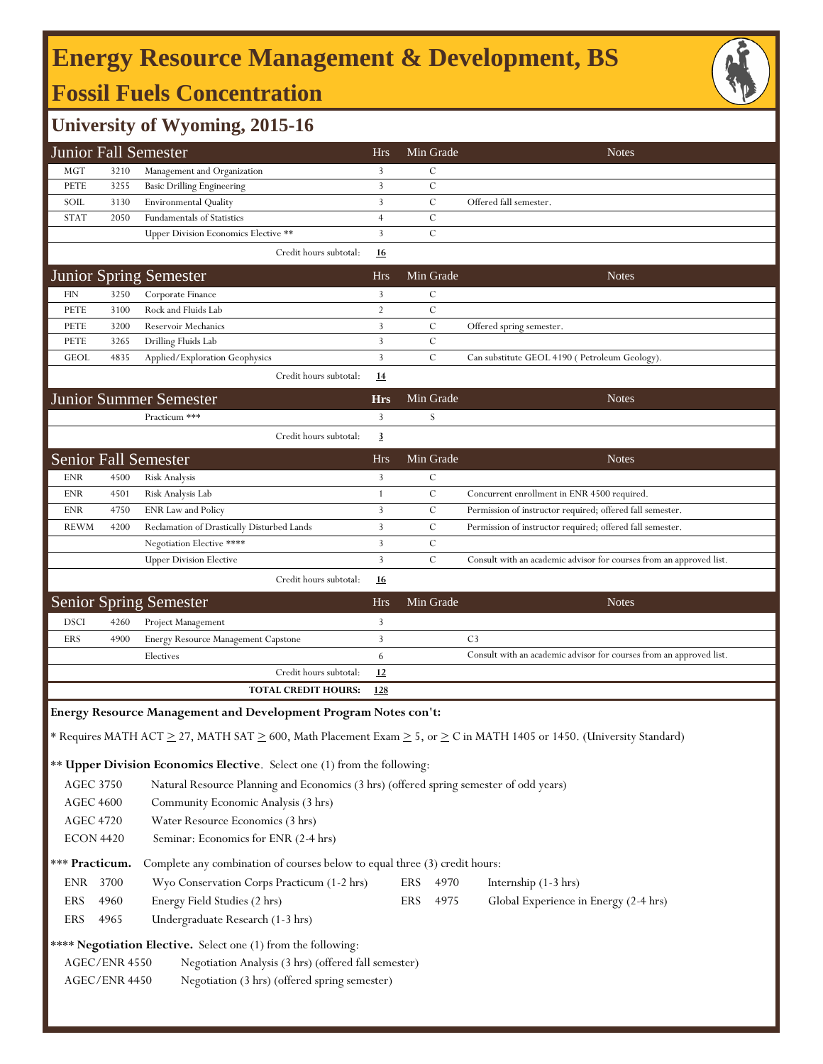# Energy Resource Management & Development, BS

## Fossil Fuels Concentration

## University of Wyoming, 2015-16

| Junior Fall Semester | | | Hrs | Min Grade | Notes |
|---|---|---|---|---|---|
| MGT | 3210 | Management and Organization | 3 | C | |
| PETE | 3255 | Basic Drilling Engineering | 3 | C | |
| SOIL | 3130 | Environmental Quality | 3 | C | Offered fall semester. |
| STAT | 2050 | Fundamentals of Statistics | 4 | C | |
| | | Upper Division Economics Elective ** | 3 | C | |
| | | Credit hours subtotal: | **16** | | |

| Junior Spring Semester | | | Hrs | Min Grade | Notes |
|---|---|---|---|---|---|
| FIN | 3250 | Corporate Finance | 3 | C | |
| PETE | 3100 | Rock and Fluids Lab | 2 | C | |
| PETE | 3200 | Reservoir Mechanics | 3 | C | Offered spring semester. |
| PETE | 3265 | Drilling Fluids Lab | 3 | C | |
| GEOL | 4835 | Applied/Exploration Geophysics | 3 | C | Can substitute GEOL 4190 ( Petroleum Geology). |
| | | Credit hours subtotal: | **14** | | |

| Junior Summer Semester | | | Hrs | Min Grade | Notes |
|---|---|---|---|---|---|
| | | Practicum *** | 3 | S | |
| | | Credit hours subtotal: | **3** | | |

| Senior Fall Semester | | | Hrs | Min Grade | Notes |
|---|---|---|---|---|---|
| ENR | 4500 | Risk Analysis | 3 | C | |
| ENR | 4501 | Risk Analysis Lab | 1 | C | Concurrent enrollment in ENR 4500 required. |
| ENR | 4750 | ENR Law and Policy | 3 | C | Permission of instructor required; offered fall semester. |
| REWM | 4200 | Reclamation of Drastically Disturbed Lands | 3 | C | Permission of instructor required; offered fall semester. |
| | | Negotiation Elective **** | 3 | C | |
| | | Upper Division Elective | 3 | C | Consult with an academic advisor for courses from an approved list. |
| | | Credit hours subtotal: | **16** | | |

| Senior Spring Semester | | | Hrs | Min Grade | Notes |
|---|---|---|---|---|---|
| DSCI | 4260 | Project Management | 3 | | |
| ERS | 4900 | Energy Resource Management Capstone | 3 | | C3 |
| | | Electives | 6 | | Consult with an academic advisor for courses from an approved list. |
| | | Credit hours subtotal: | **12** | | |
| | | **TOTAL CREDIT HOURS:** | **128** | | |

**Energy Resource Management and Development Program Notes con't:**

* Requires MATH ACT ≥ 27, MATH SAT ≥ 600, Math Placement Exam ≥ 5, or ≥ C in MATH 1405 or 1450. (University Standard)

** **Upper Division Economics Elective**. Select one (1) from the following:

- AGEC 3750 Natural Resource Planning and Economics (3 hrs) (offered spring semester of odd years)
- AGEC 4600 Community Economic Analysis (3 hrs)
- AGEC 4720 Water Resource Economics (3 hrs)
- ECON 4420 Seminar: Economics for ENR (2-4 hrs)

*** **Practicum.** Complete any combination of courses below to equal three (3) credit hours:

- ENR 3700 Wyo Conservation Corps Practicum (1-2 hrs)
- ERS 4970 Internship (1-3 hrs)
- ERS 4960 Energy Field Studies (2 hrs)
- ERS 4975 Global Experience in Energy (2-4 hrs)
- ERS 4965 Undergraduate Research (1-3 hrs)

**** **Negotiation Elective.** Select one (1) from the following:

- AGEC/ENR 4550 Negotiation Analysis (3 hrs) (offered fall semester)
- AGEC/ENR 4450 Negotiation (3 hrs) (offered spring semester)